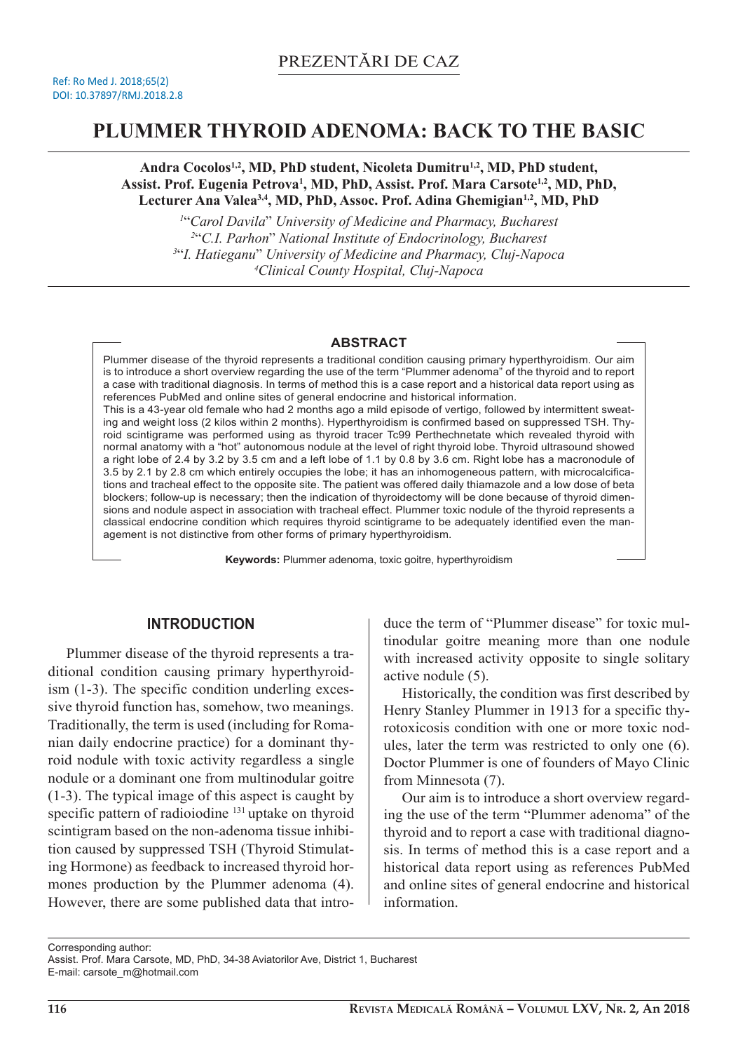PREZENTĂRI DE CAZ

Ref: Ro Med J. 2018;65(2)
DOI: 10.37897/RMJ.2018.2.8

# PLUMMER THYROID ADENOMA: BACK TO THE BASIC

**Andra Cocolos[1,2], MD, PhD student, Nicoleta Dumitru[1,2], MD, PhD student, Assist. Prof. Eugenia Petrova[1], MD, PhD, Assist. Prof. Mara Carsote[1,2], MD, PhD, Lecturer Ana Valea[3,4], MD, PhD, Assoc. Prof. Adina Ghemigian[1,2], MD, PhD**

[1]"*Carol Davila*" *University of Medicine and Pharmacy, Bucharest*
[2]"*C.I. Parhon*" *National Institute of Endocrinology, Bucharest*
[3]"*I. Hatieganu*" *University of Medicine and Pharmacy, Cluj-Napoca*
[4]*Clinical County Hospital, Cluj-Napoca*

## ABSTRACT

Plummer disease of the thyroid represents a traditional condition causing primary hyperthyroidism. Our aim is to introduce a short overview regarding the use of the term "Plummer adenoma" of the thyroid and to report a case with traditional diagnosis. In terms of method this is a case report and a historical data report using as references PubMed and online sites of general endocrine and historical information.
This is a 43-year old female who had 2 months ago a mild episode of vertigo, followed by intermittent sweating and weight loss (2 kilos within 2 months). Hyperthyroidism is confirmed based on suppressed TSH. Thyroid scintigrame was performed using as thyroid tracer Tc99 Perthechnetate which revealed thyroid with normal anatomy with a "hot" autonomous nodule at the level of right thyroid lobe. Thyroid ultrasound showed a right lobe of 2.4 by 3.2 by 3.5 cm and a left lobe of 1.1 by 0.8 by 3.6 cm. Right lobe has a macronodule of 3.5 by 2.1 by 2.8 cm which entirely occupies the lobe; it has an inhomogeneous pattern, with microcalcifications and tracheal effect to the opposite site. The patient was offered daily thiamazole and a low dose of beta blockers; follow-up is necessary; then the indication of thyroidectomy will be done because of thyroid dimensions and nodule aspect in association with tracheal effect. Plummer toxic nodule of the thyroid represents a classical endocrine condition which requires thyroid scintigrame to be adequately identified even the management is not distinctive from other forms of primary hyperthyroidism.

**Keywords:** Plummer adenoma, toxic goitre, hyperthyroidism

## INTRODUCTION

Plummer disease of the thyroid represents a traditional condition causing primary hyperthyroidism (1-3). The specific condition underling excessive thyroid function has, somehow, two meanings. Traditionally, the term is used (including for Romanian daily endocrine practice) for a dominant thyroid nodule with toxic activity regardless a single nodule or a dominant one from multinodular goitre (1-3). The typical image of this aspect is caught by specific pattern of radioiodine $^{131}$ uptake on thyroid scintigram based on the non-adenoma tissue inhibition caused by suppressed TSH (Thyroid Stimulating Hormone) as feedback to increased thyroid hormones production by the Plummer adenoma (4). However, there are some published data that introduce the term of "Plummer disease" for toxic multinodular goitre meaning more than one nodule with increased activity opposite to single solitary active nodule (5).

Historically, the condition was first described by Henry Stanley Plummer in 1913 for a specific thyrotoxicosis condition with one or more toxic nodules, later the term was restricted to only one (6). Doctor Plummer is one of founders of Mayo Clinic from Minnesota (7).

Our aim is to introduce a short overview regarding the use of the term "Plummer adenoma" of the thyroid and to report a case with traditional diagnosis. In terms of method this is a case report and a historical data report using as references PubMed and online sites of general endocrine and historical information.

Corresponding author:
Assist. Prof. Mara Carsote, MD, PhD, 34-38 Aviatorilor Ave, District 1, Bucharest
E-mail: carsote_m@hotmail.com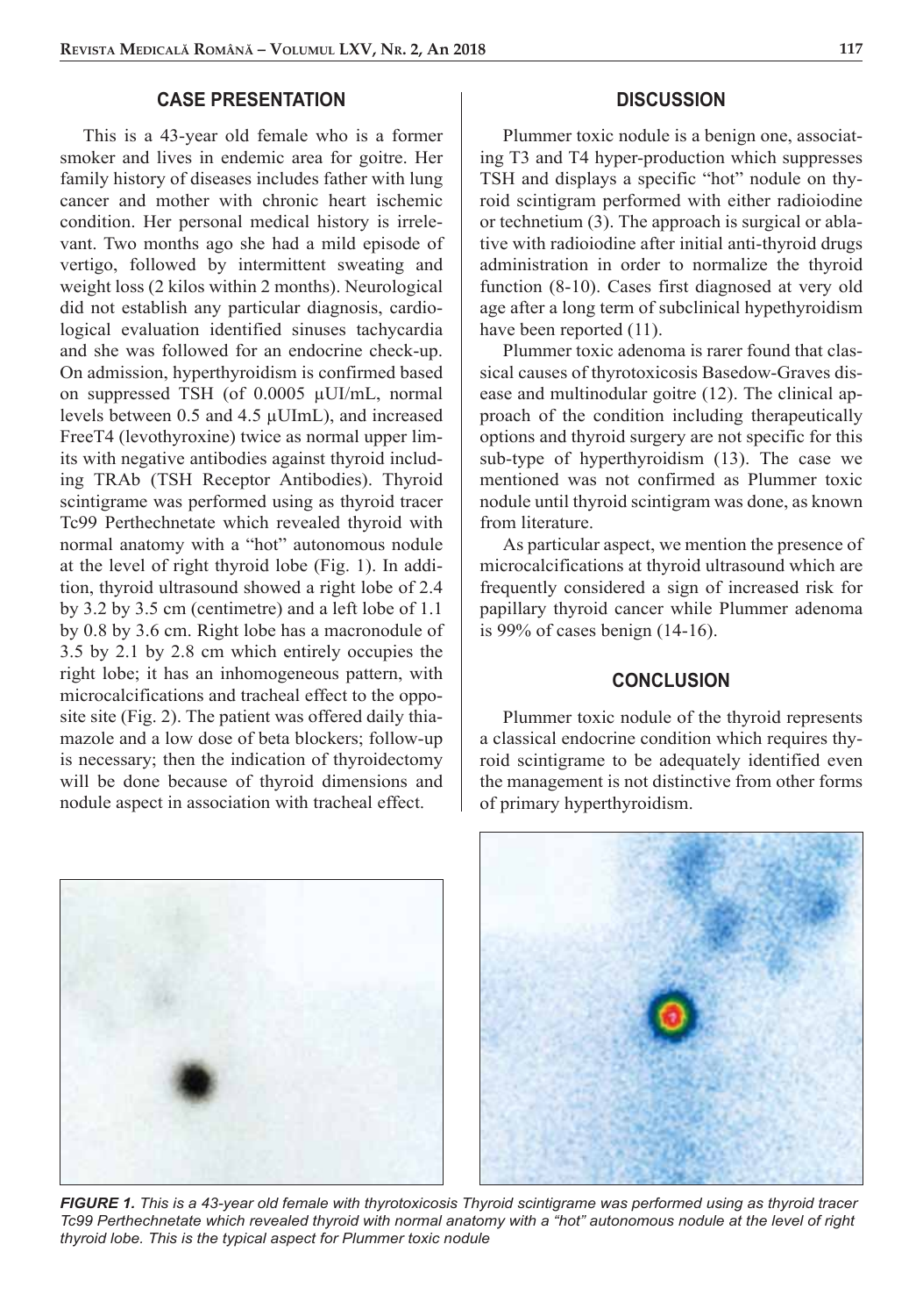## CASE PRESENTATION

This is a 43-year old female who is a former smoker and lives in endemic area for goitre. Her family history of diseases includes father with lung cancer and mother with chronic heart ischemic condition. Her personal medical history is irrelevant. Two months ago she had a mild episode of vertigo, followed by intermittent sweating and weight loss (2 kilos within 2 months). Neurological did not establish any particular diagnosis, cardiological evaluation identified sinuses tachycardia and she was followed for an endocrine check-up. On admission, hyperthyroidism is confirmed based on suppressed TSH (of 0.0005 µUI/mL, normal levels between 0.5 and 4.5 µUImL), and increased FreeT4 (levothyroxine) twice as normal upper limits with negative antibodies against thyroid including TRAb (TSH Receptor Antibodies). Thyroid scintigrame was performed using as thyroid tracer Tc99 Perthechnetate which revealed thyroid with normal anatomy with a "hot" autonomous nodule at the level of right thyroid lobe (Fig. 1). In addition, thyroid ultrasound showed a right lobe of 2.4 by 3.2 by 3.5 cm (centimetre) and a left lobe of 1.1 by 0.8 by 3.6 cm. Right lobe has a macronodule of 3.5 by 2.1 by 2.8 cm which entirely occupies the right lobe; it has an inhomogeneous pattern, with microcalcifications and tracheal effect to the opposite site (Fig. 2). The patient was offered daily thiamazole and a low dose of beta blockers; follow-up is necessary; then the indication of thyroidectomy will be done because of thyroid dimensions and nodule aspect in association with tracheal effect.

## DISCUSSION

Plummer toxic nodule is a benign one, associating T3 and T4 hyper-production which suppresses TSH and displays a specific "hot" nodule on thyroid scintigram performed with either radioiodine or technetium (3). The approach is surgical or ablative with radioiodine after initial anti-thyroid drugs administration in order to normalize the thyroid function (8-10). Cases first diagnosed at very old age after a long term of subclinical hypethyroidism have been reported (11).

Plummer toxic adenoma is rarer found that classical causes of thyrotoxicosis Basedow-Graves disease and multinodular goitre (12). The clinical approach of the condition including therapeutically options and thyroid surgery are not specific for this sub-type of hyperthyroidism (13). The case we mentioned was not confirmed as Plummer toxic nodule until thyroid scintigram was done, as known from literature.

As particular aspect, we mention the presence of microcalcifications at thyroid ultrasound which are frequently considered a sign of increased risk for papillary thyroid cancer while Plummer adenoma is 99% of cases benign (14-16).

## CONCLUSION

Plummer toxic nodule of the thyroid represents a classical endocrine condition which requires thyroid scintigrame to be adequately identified even the management is not distinctive from other forms of primary hyperthyroidism.

***FIGURE 1.*** *This is a 43-year old female with thyrotoxicosis Thyroid scintigrame was performed using as thyroid tracer Tc99 Perthechnetate which revealed thyroid with normal anatomy with a "hot" autonomous nodule at the level of right thyroid lobe. This is the typical aspect for Plummer toxic nodule*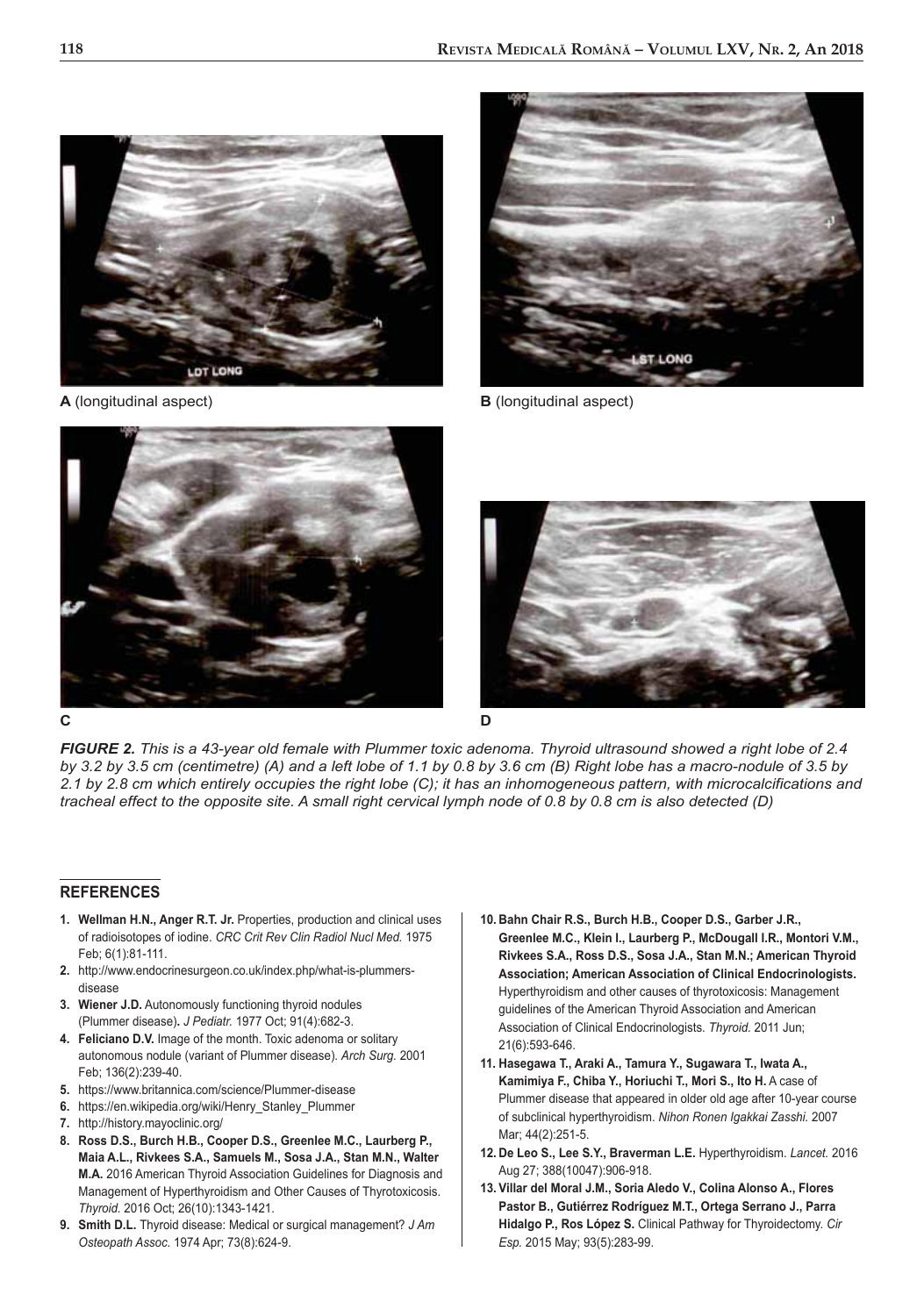A (longitudinal aspect)

B (longitudinal aspect)

C

D

*FIGURE 2. This is a 43-year old female with Plummer toxic adenoma. Thyroid ultrasound showed a right lobe of 2.4 by 3.2 by 3.5 cm (centimetre) (A) and a left lobe of 1.1 by 0.8 by 3.6 cm (B) Right lobe has a macro-nodule of 3.5 by 2.1 by 2.8 cm which entirely occupies the right lobe (C); it has an inhomogeneous pattern, with microcalcifications and tracheal effect to the opposite site. A small right cervical lymph node of 0.8 by 0.8 cm is also detected (D)*

## REFERENCES

1. **Wellman H.N., Anger R.T. Jr.** Properties, production and clinical uses of radioisotopes of iodine. *CRC Crit Rev Clin Radiol Nucl Med.* 1975 Feb; 6(1):81-111.
2. http://www.endocrinesurgeon.co.uk/index.php/what-is-plummers-disease
3. **Wiener J.D.** Autonomously functioning thyroid nodules (Plummer disease)**.** *J Pediatr.* 1977 Oct; 91(4):682-3.
4. **Feliciano D.V.** Image of the month. Toxic adenoma or solitary autonomous nodule (variant of Plummer disease). *Arch Surg.* 2001 Feb; 136(2):239-40.
5. https://www.britannica.com/science/Plummer-disease
6. https://en.wikipedia.org/wiki/Henry_Stanley_Plummer
7. http://history.mayoclinic.org/
8. **Ross D.S., Burch H.B., Cooper D.S., Greenlee M.C., Laurberg P., Maia A.L., Rivkees S.A., Samuels M., Sosa J.A., Stan M.N., Walter M.A.** 2016 American Thyroid Association Guidelines for Diagnosis and Management of Hyperthyroidism and Other Causes of Thyrotoxicosis. *Thyroid.* 2016 Oct; 26(10):1343-1421.
9. **Smith D.L.** Thyroid disease: Medical or surgical management? *J Am Osteopath Assoc.* 1974 Apr; 73(8):624-9.
10. **Bahn Chair R.S., Burch H.B., Cooper D.S., Garber J.R., Greenlee M.C., Klein I., Laurberg P., McDougall I.R., Montori V.M., Rivkees S.A., Ross D.S., Sosa J.A., Stan M.N.; American Thyroid Association; American Association of Clinical Endocrinologists.** Hyperthyroidism and other causes of thyrotoxicosis: Management guidelines of the American Thyroid Association and American Association of Clinical Endocrinologists. *Thyroid.* 2011 Jun; 21(6):593-646.
11. **Hasegawa T., Araki A., Tamura Y., Sugawara T., Iwata A., Kamimiya F., Chiba Y., Horiuchi T., Mori S., Ito H.** A case of Plummer disease that appeared in older old age after 10-year course of subclinical hyperthyroidism. *Nihon Ronen Igakkai Zasshi.* 2007 Mar; 44(2):251-5.
12. **De Leo S., Lee S.Y., Braverman L.E.** Hyperthyroidism. *Lancet.* 2016 Aug 27; 388(10047):906-918.
13. **Villar del Moral J.M., Soria Aledo V., Colina Alonso A., Flores Pastor B., Gutiérrez Rodríguez M.T., Ortega Serrano J., Parra Hidalgo P., Ros López S.** Clinical Pathway for Thyroidectomy. *Cir Esp.* 2015 May; 93(5):283-99.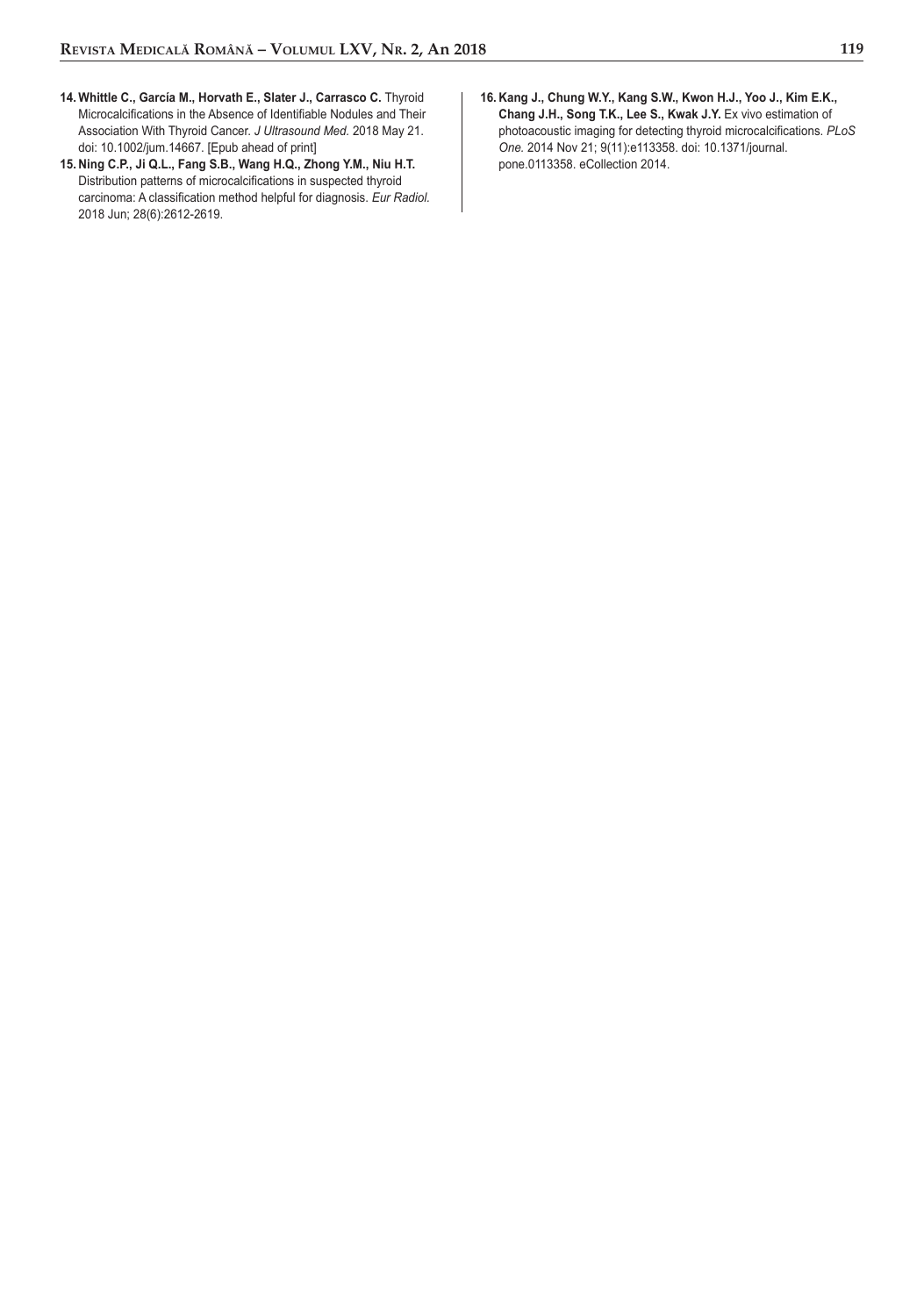14. **Whittle C., García M., Horvath E., Slater J., Carrasco C.** Thyroid Microcalcifications in the Absence of Identifiable Nodules and Their Association With Thyroid Cancer. *J Ultrasound Med.* 2018 May 21. doi: 10.1002/jum.14667. [Epub ahead of print]
15. **Ning C.P., Ji Q.L., Fang S.B., Wang H.Q., Zhong Y.M., Niu H.T.** Distribution patterns of microcalcifications in suspected thyroid carcinoma: A classification method helpful for diagnosis. *Eur Radiol.* 2018 Jun; 28(6):2612-2619.
16. **Kang J., Chung W.Y., Kang S.W., Kwon H.J., Yoo J., Kim E.K., Chang J.H., Song T.K., Lee S., Kwak J.Y.** Ex vivo estimation of photoacoustic imaging for detecting thyroid microcalcifications. *PLoS One.* 2014 Nov 21; 9(11):e113358. doi: 10.1371/journal.pone.0113358. eCollection 2014.